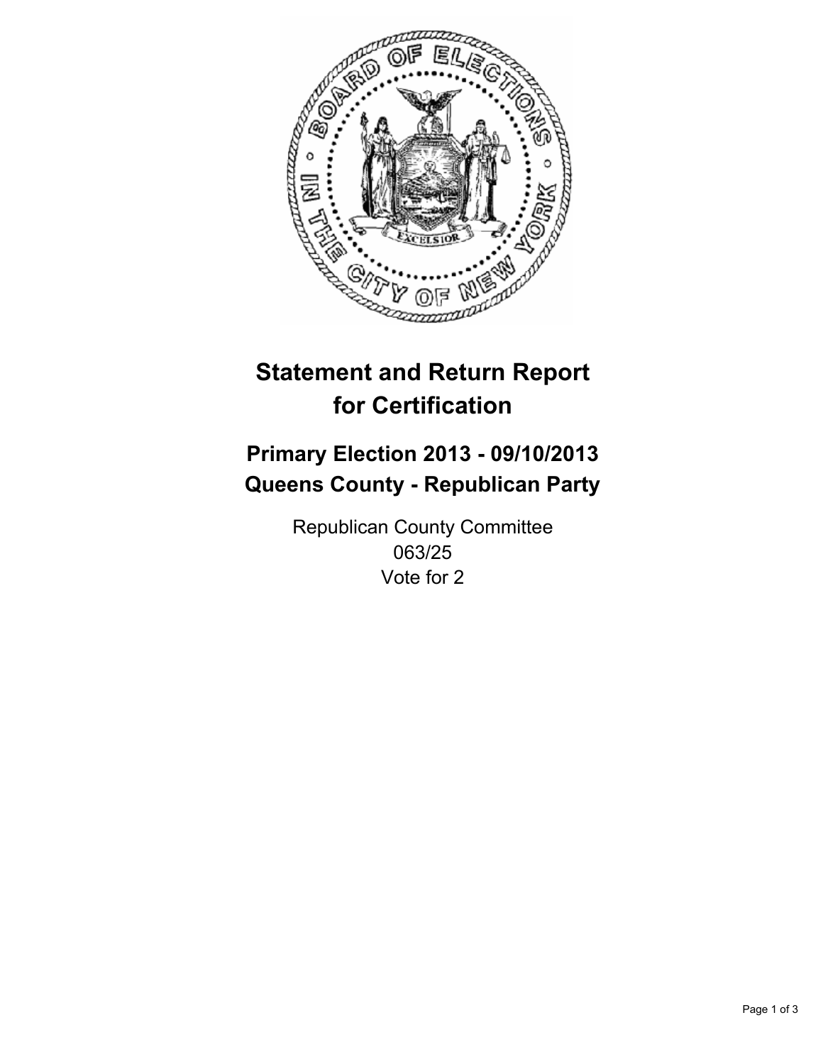# Statement and Return Report for Certification

## Primary Election 2013 - 09/10/2013
## Queens County - Republican Party

Republican County Committee
063/25
Vote for 2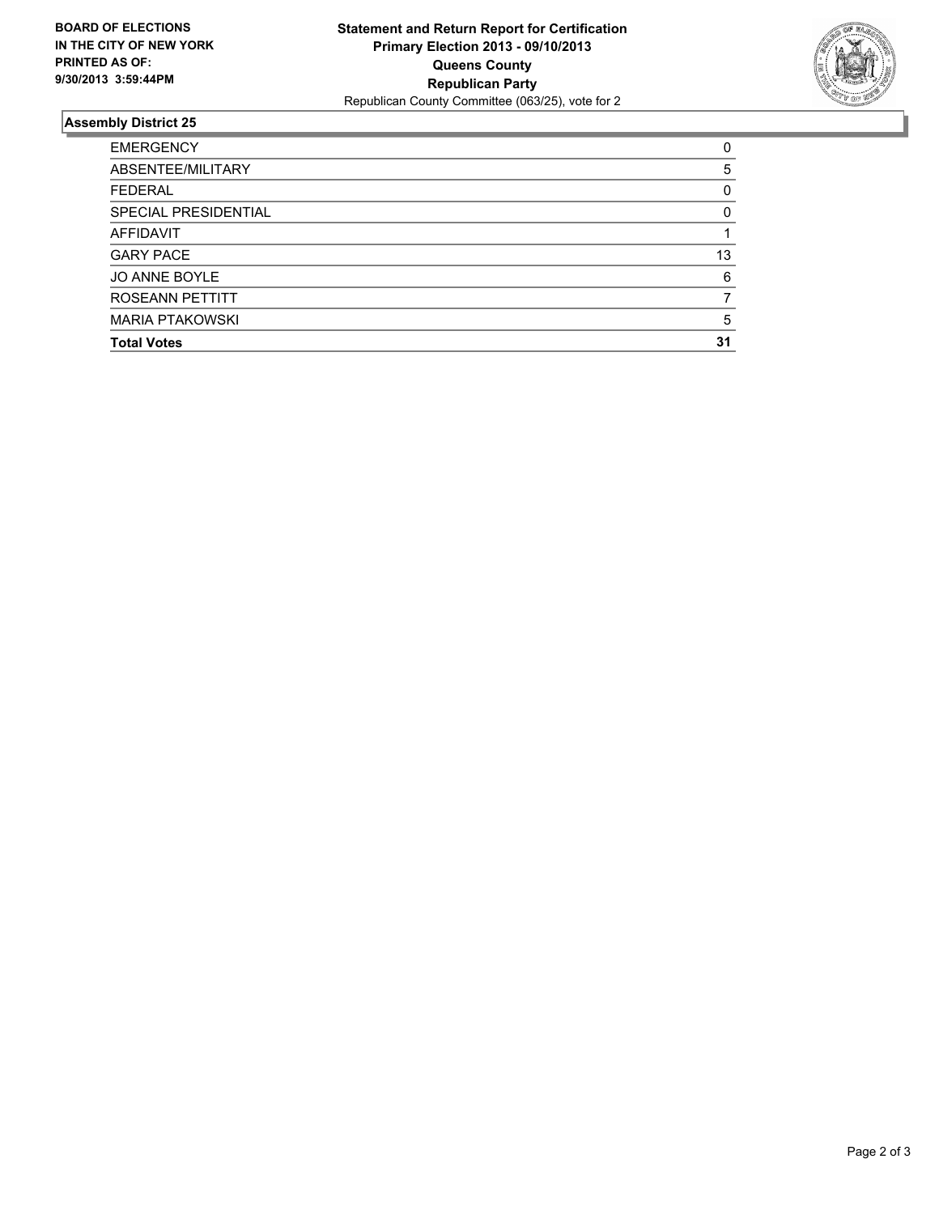**BOARD OF ELECTIONS**
**IN THE CITY OF NEW YORK**
**PRINTED AS OF:**
**9/30/2013 3:59:44PM**

# Statement and Return Report for Certification
## Primary Election 2013 - 09/10/2013
## Queens County
## Republican Party

Republican County Committee (063/25), vote for 2

### Assembly District 25

| | |
|---|---|
| EMERGENCY | 0 |
| ABSENTEE/MILITARY | 5 |
| FEDERAL | 0 |
| SPECIAL PRESIDENTIAL | 0 |
| AFFIDAVIT | 1 |
| GARY PACE | 13 |
| JO ANNE BOYLE | 6 |
| ROSEANN PETTITT | 7 |
| MARIA PTAKOWSKI | 5 |
| **Total Votes** | **31** |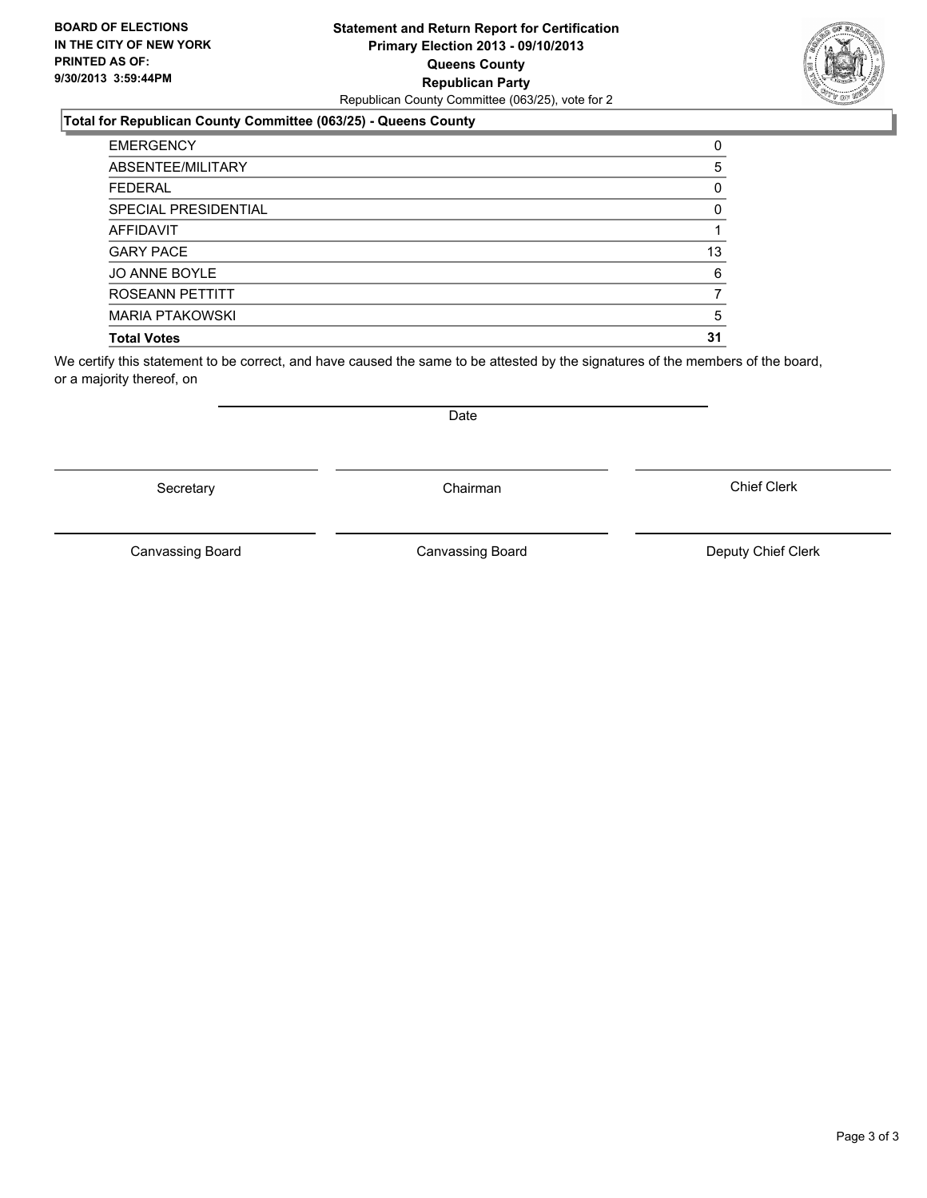**BOARD OF ELECTIONS IN THE CITY OF NEW YORK PRINTED AS OF: 9/30/2013 3:59:44PM**

**Statement and Return Report for Certification**
**Primary Election 2013 - 09/10/2013**
**Queens County**
**Republican Party**
Republican County Committee (063/25), vote for 2

**Total for Republican County Committee (063/25) - Queens County**

| | |
|---|---|
| EMERGENCY | 0 |
| ABSENTEE/MILITARY | 5 |
| FEDERAL | 0 |
| SPECIAL PRESIDENTIAL | 0 |
| AFFIDAVIT | 1 |
| GARY PACE | 13 |
| JO ANNE BOYLE | 6 |
| ROSEANN PETTITT | 7 |
| MARIA PTAKOWSKI | 5 |
| **Total Votes** | **31** |

We certify this statement to be correct, and have caused the same to be attested by the signatures of the members of the board, or a majority thereof, on

Date

Secretary　　Chairman　　Chief Clerk

Canvassing Board　　Canvassing Board　　Deputy Chief Clerk